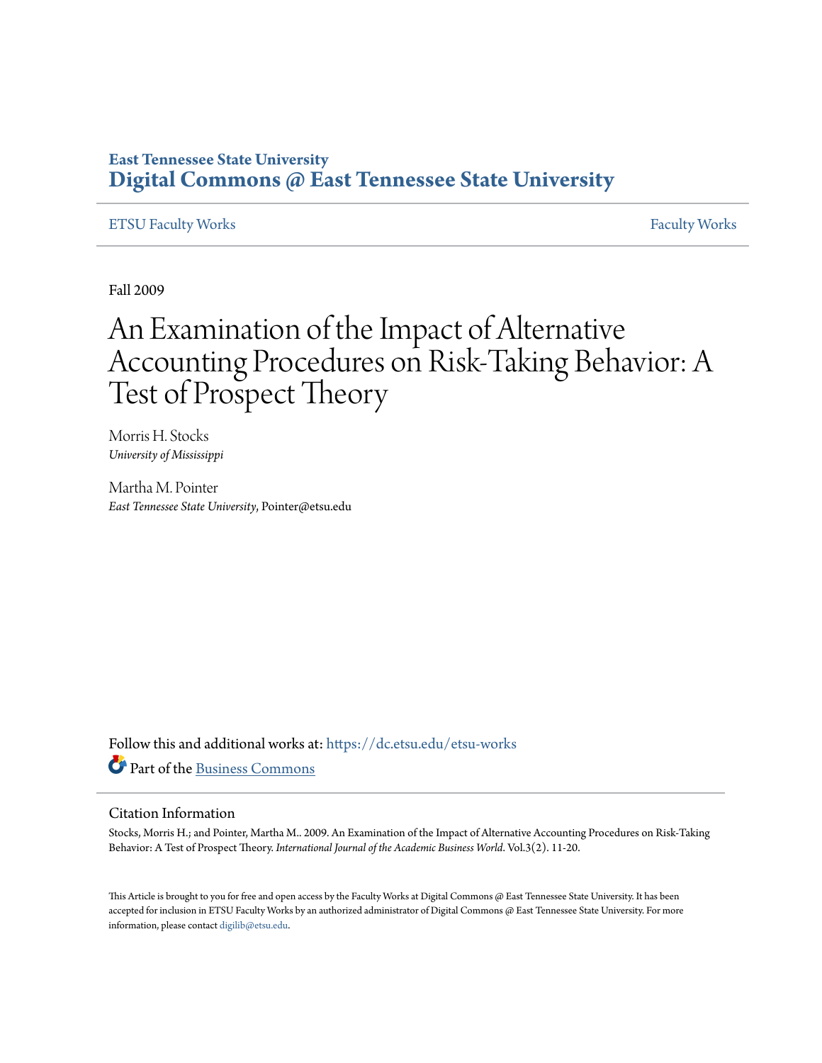East Tennessee State University
# Digital Commons @ East Tennessee State University

ETSU Faculty Works | Faculty Works

Fall 2009

# An Examination of the Impact of Alternative Accounting Procedures on Risk-Taking Behavior: A Test of Prospect Theory

Morris H. Stocks
*University of Mississippi*

Martha M. Pointer
*East Tennessee State University*, Pointer@etsu.edu

Follow this and additional works at: https://dc.etsu.edu/etsu-works

Part of the Business Commons

## Citation Information

Stocks, Morris H.; and Pointer, Martha M.. 2009. An Examination of the Impact of Alternative Accounting Procedures on Risk-Taking Behavior: A Test of Prospect Theory. *International Journal of the Academic Business World*. Vol.3(2). 11-20.

This Article is brought to you for free and open access by the Faculty Works at Digital Commons @ East Tennessee State University. It has been accepted for inclusion in ETSU Faculty Works by an authorized administrator of Digital Commons @ East Tennessee State University. For more information, please contact digilib@etsu.edu.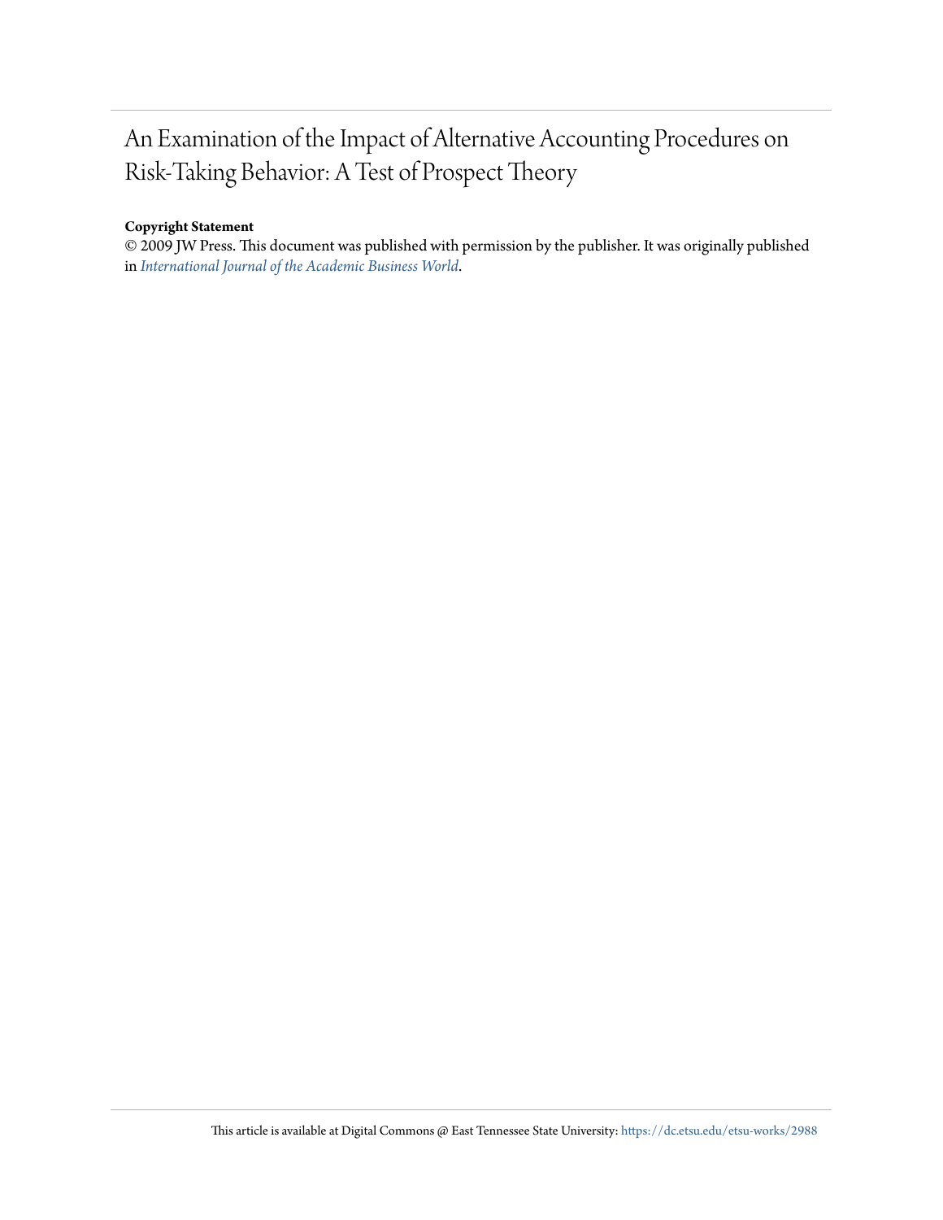# An Examination of the Impact of Alternative Accounting Procedures on Risk-Taking Behavior: A Test of Prospect Theory

**Copyright Statement**

© 2009 JW Press. This document was published with permission by the publisher. It was originally published in *International Journal of the Academic Business World*.

This article is available at Digital Commons @ East Tennessee State University: https://dc.etsu.edu/etsu-works/2988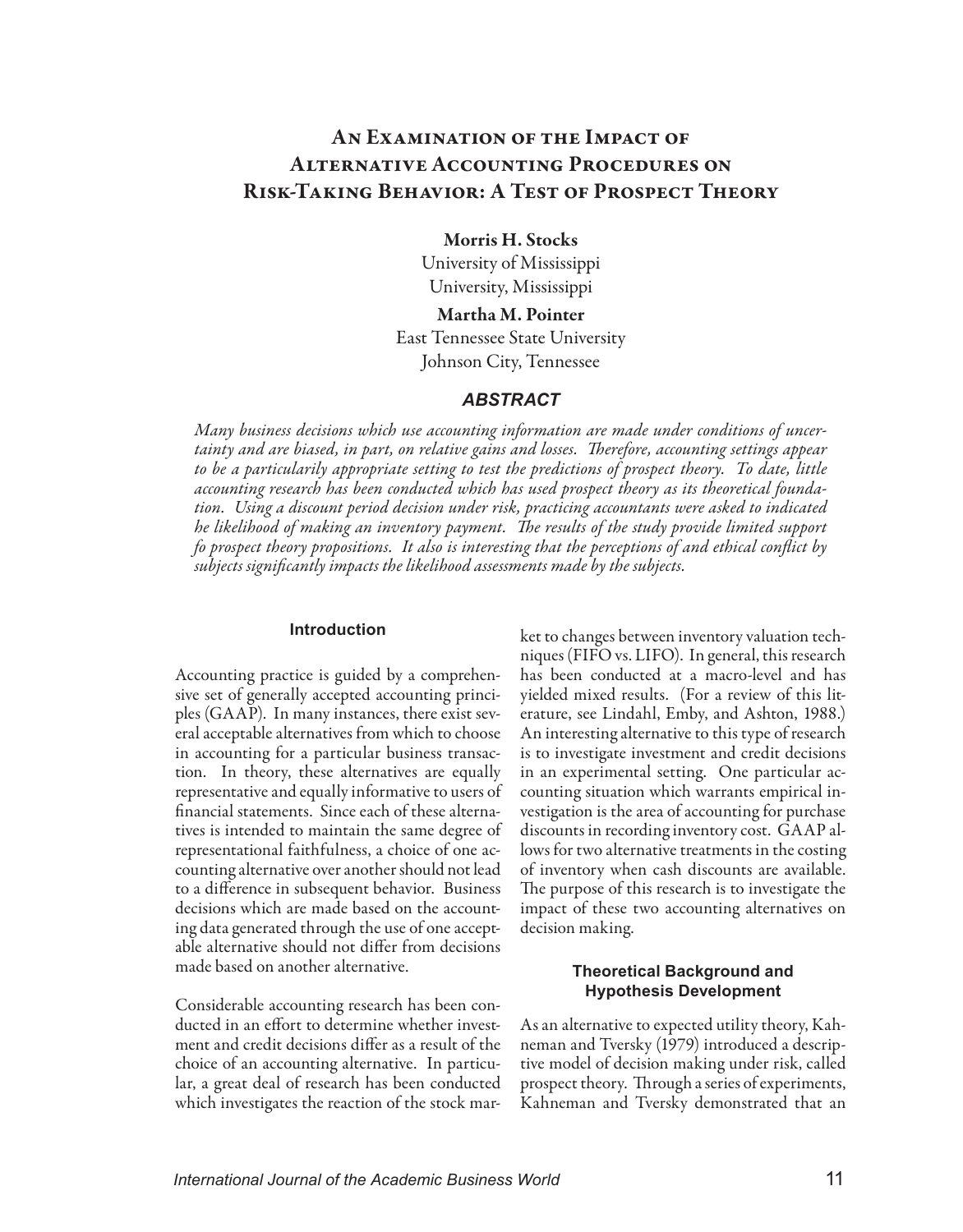# An Examination of the Impact of Alternative Accounting Procedures on Risk-Taking Behavior: A Test of Prospect Theory

**Morris H. Stocks**
University of Mississippi
University, Mississippi

**Martha M. Pointer**
East Tennessee State University
Johnson City, Tennessee

## ABSTRACT

*Many business decisions which use accounting information are made under conditions of uncertainty and are biased, in part, on relative gains and losses. Therefore, accounting settings appear to be a particularily appropriate setting to test the predictions of prospect theory. To date, little accounting research has been conducted which has used prospect theory as its theoretical foundation. Using a discount period decision under risk, practicing accountants were asked to indicated he likelihood of making an inventory payment. The results of the study provide limited support fo prospect theory propositions. It also is interesting that the perceptions of and ethical conflict by subjects significantly impacts the likelihood assessments made by the subjects.*

### Introduction

Accounting practice is guided by a comprehensive set of generally accepted accounting principles (GAAP). In many instances, there exist several acceptable alternatives from which to choose in accounting for a particular business transaction. In theory, these alternatives are equally representative and equally informative to users of financial statements. Since each of these alternatives is intended to maintain the same degree of representational faithfulness, a choice of one accounting alternative over another should not lead to a difference in subsequent behavior. Business decisions which are made based on the accounting data generated through the use of one acceptable alternative should not differ from decisions made based on another alternative.

Considerable accounting research has been conducted in an effort to determine whether investment and credit decisions differ as a result of the choice of an accounting alternative. In particular, a great deal of research has been conducted which investigates the reaction of the stock market to changes between inventory valuation techniques (FIFO vs. LIFO). In general, this research has been conducted at a macro-level and has yielded mixed results. (For a review of this literature, see Lindahl, Emby, and Ashton, 1988.) An interesting alternative to this type of research is to investigate investment and credit decisions in an experimental setting. One particular accounting situation which warrants empirical investigation is the area of accounting for purchase discounts in recording inventory cost. GAAP allows for two alternative treatments in the costing of inventory when cash discounts are available. The purpose of this research is to investigate the impact of these two accounting alternatives on decision making.

### Theoretical Background and Hypothesis Development

As an alternative to expected utility theory, Kahneman and Tversky (1979) introduced a descriptive model of decision making under risk, called prospect theory. Through a series of experiments, Kahneman and Tversky demonstrated that an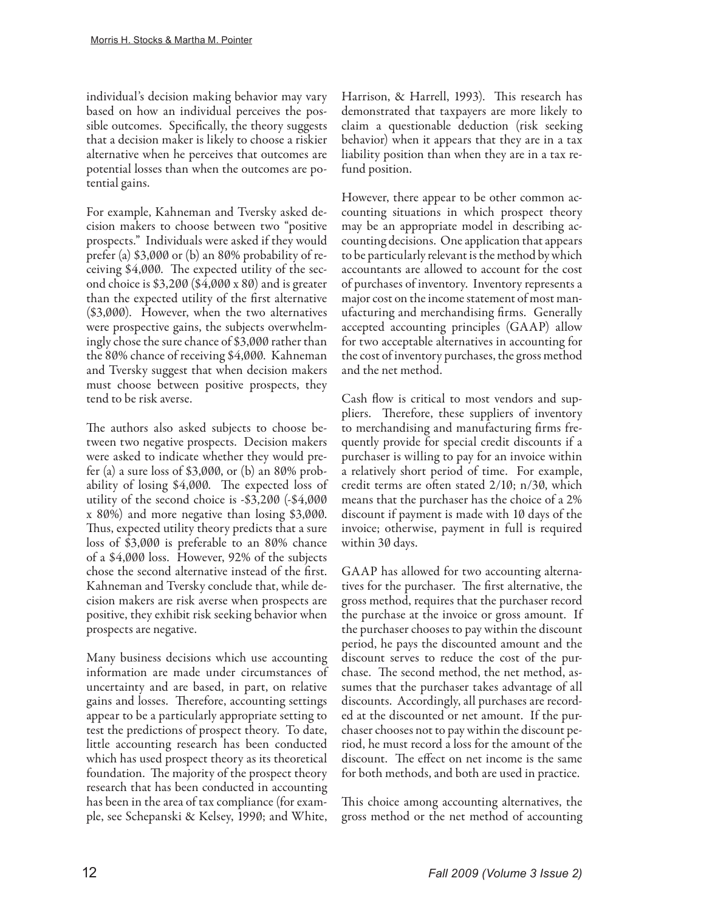individual's decision making behavior may vary based on how an individual perceives the possible outcomes. Specifically, the theory suggests that a decision maker is likely to choose a riskier alternative when he perceives that outcomes are potential losses than when the outcomes are potential gains.

For example, Kahneman and Tversky asked decision makers to choose between two "positive prospects." Individuals were asked if they would prefer (a) $3,000 or (b) an 80% probability of receiving $4,000. The expected utility of the second choice is $3,200 ($4,000 x 80) and is greater than the expected utility of the first alternative ($3,000). However, when the two alternatives were prospective gains, the subjects overwhelmingly chose the sure chance of $3,000 rather than the 80% chance of receiving $4,000. Kahneman and Tversky suggest that when decision makers must choose between positive prospects, they tend to be risk averse.

The authors also asked subjects to choose between two negative prospects. Decision makers were asked to indicate whether they would prefer (a) a sure loss of $3,000, or (b) an 80% probability of losing $4,000. The expected loss of utility of the second choice is -$3,200 (-$4,000 x 80%) and more negative than losing $3,000. Thus, expected utility theory predicts that a sure loss of $3,000 is preferable to an 80% chance of a $4,000 loss. However, 92% of the subjects chose the second alternative instead of the first. Kahneman and Tversky conclude that, while decision makers are risk averse when prospects are positive, they exhibit risk seeking behavior when prospects are negative.

Many business decisions which use accounting information are made under circumstances of uncertainty and are based, in part, on relative gains and losses. Therefore, accounting settings appear to be a particularly appropriate setting to test the predictions of prospect theory. To date, little accounting research has been conducted which has used prospect theory as its theoretical foundation. The majority of the prospect theory research that has been conducted in accounting has been in the area of tax compliance (for example, see Schepanski & Kelsey, 1990; and White, Harrison, & Harrell, 1993). This research has demonstrated that taxpayers are more likely to claim a questionable deduction (risk seeking behavior) when it appears that they are in a tax liability position than when they are in a tax refund position.

However, there appear to be other common accounting situations in which prospect theory may be an appropriate model in describing accounting decisions. One application that appears to be particularly relevant is the method by which accountants are allowed to account for the cost of purchases of inventory. Inventory represents a major cost on the income statement of most manufacturing and merchandising firms. Generally accepted accounting principles (GAAP) allow for two acceptable alternatives in accounting for the cost of inventory purchases, the gross method and the net method.

Cash flow is critical to most vendors and suppliers. Therefore, these suppliers of inventory to merchandising and manufacturing firms frequently provide for special credit discounts if a purchaser is willing to pay for an invoice within a relatively short period of time. For example, credit terms are often stated 2/10; n/30, which means that the purchaser has the choice of a 2% discount if payment is made with 10 days of the invoice; otherwise, payment in full is required within 30 days.

GAAP has allowed for two accounting alternatives for the purchaser. The first alternative, the gross method, requires that the purchaser record the purchase at the invoice or gross amount. If the purchaser chooses to pay within the discount period, he pays the discounted amount and the discount serves to reduce the cost of the purchase. The second method, the net method, assumes that the purchaser takes advantage of all discounts. Accordingly, all purchases are recorded at the discounted or net amount. If the purchaser chooses not to pay within the discount period, he must record a loss for the amount of the discount. The effect on net income is the same for both methods, and both are used in practice.

This choice among accounting alternatives, the gross method or the net method of accounting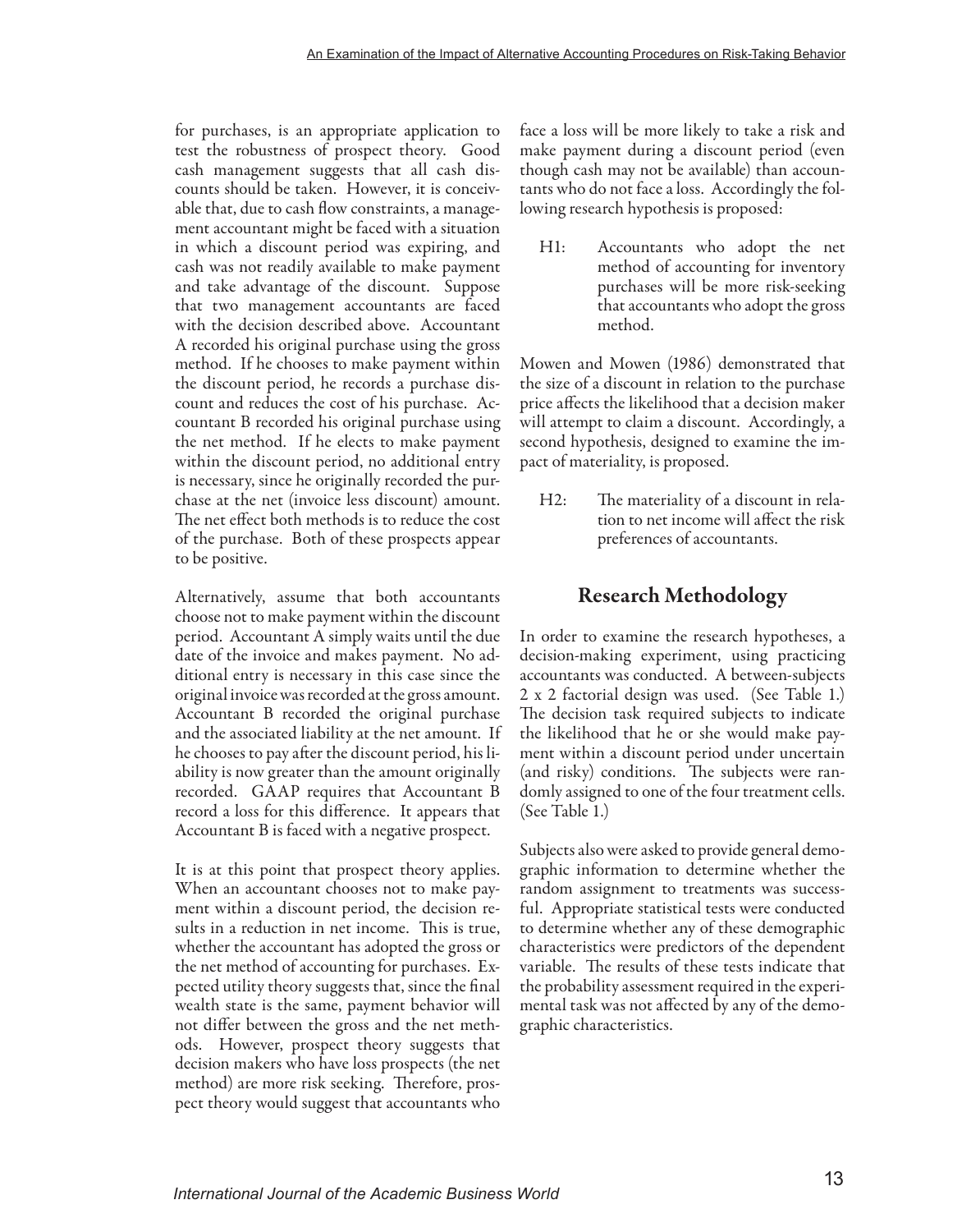for purchases, is an appropriate application to test the robustness of prospect theory. Good cash management suggests that all cash discounts should be taken. However, it is conceivable that, due to cash flow constraints, a management accountant might be faced with a situation in which a discount period was expiring, and cash was not readily available to make payment and take advantage of the discount. Suppose that two management accountants are faced with the decision described above. Accountant A recorded his original purchase using the gross method. If he chooses to make payment within the discount period, he records a purchase discount and reduces the cost of his purchase. Accountant B recorded his original purchase using the net method. If he elects to make payment within the discount period, no additional entry is necessary, since he originally recorded the purchase at the net (invoice less discount) amount. The net effect both methods is to reduce the cost of the purchase. Both of these prospects appear to be positive.

Alternatively, assume that both accountants choose not to make payment within the discount period. Accountant A simply waits until the due date of the invoice and makes payment. No additional entry is necessary in this case since the original invoice was recorded at the gross amount. Accountant B recorded the original purchase and the associated liability at the net amount. If he chooses to pay after the discount period, his liability is now greater than the amount originally recorded. GAAP requires that Accountant B record a loss for this difference. It appears that Accountant B is faced with a negative prospect.

It is at this point that prospect theory applies. When an accountant chooses not to make payment within a discount period, the decision results in a reduction in net income. This is true, whether the accountant has adopted the gross or the net method of accounting for purchases. Expected utility theory suggests that, since the final wealth state is the same, payment behavior will not differ between the gross and the net methods. However, prospect theory suggests that decision makers who have loss prospects (the net method) are more risk seeking. Therefore, prospect theory would suggest that accountants who face a loss will be more likely to take a risk and make payment during a discount period (even though cash may not be available) than accountants who do not face a loss. Accordingly the following research hypothesis is proposed:

H1: Accountants who adopt the net method of accounting for inventory purchases will be more risk-seeking that accountants who adopt the gross method.

Mowen and Mowen (1986) demonstrated that the size of a discount in relation to the purchase price affects the likelihood that a decision maker will attempt to claim a discount. Accordingly, a second hypothesis, designed to examine the impact of materiality, is proposed.

H2: The materiality of a discount in relation to net income will affect the risk preferences of accountants.

## Research Methodology

In order to examine the research hypotheses, a decision-making experiment, using practicing accountants was conducted. A between-subjects 2 x 2 factorial design was used. (See Table 1.) The decision task required subjects to indicate the likelihood that he or she would make payment within a discount period under uncertain (and risky) conditions. The subjects were randomly assigned to one of the four treatment cells. (See Table 1.)

Subjects also were asked to provide general demographic information to determine whether the random assignment to treatments was successful. Appropriate statistical tests were conducted to determine whether any of these demographic characteristics were predictors of the dependent variable. The results of these tests indicate that the probability assessment required in the experimental task was not affected by any of the demographic characteristics.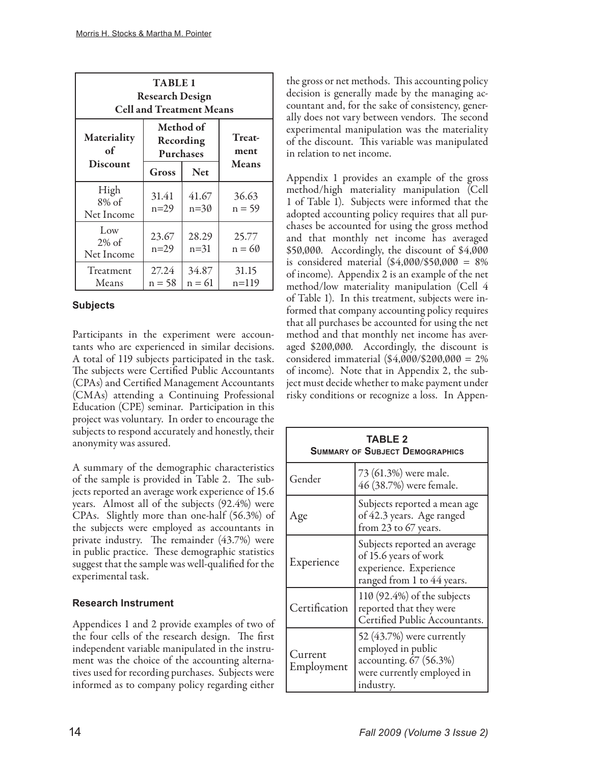**TABLE 1**
**Research Design**
**Cell and Treatment Means**

| Materiality of Discount | Method of Recording Purchases | | Treatment Means |
|---|---|---|---|
| | Gross | Net | |
| High 8% of Net Income | 31.41 n=29 | 41.67 n=30 | 36.63 n = 59 |
| Low 2% of Net Income | 23.67 n=29 | 28.29 n=31 | 25.77 n = 60 |
| Treatment Means | 27.24 n = 58 | 34.87 n = 61 | 31.15 n=119 |

### Subjects

Participants in the experiment were accountants who are experienced in similar decisions. A total of 119 subjects participated in the task. The subjects were Certified Public Accountants (CPAs) and Certified Management Accountants (CMAs) attending a Continuing Professional Education (CPE) seminar. Participation in this project was voluntary. In order to encourage the subjects to respond accurately and honestly, their anonymity was assured.

A summary of the demographic characteristics of the sample is provided in Table 2. The subjects reported an average work experience of 15.6 years. Almost all of the subjects (92.4%) were CPAs. Slightly more than one-half (56.3%) of the subjects were employed as accountants in private industry. The remainder (43.7%) were in public practice. These demographic statistics suggest that the sample was well-qualified for the experimental task.

### Research Instrument

Appendices 1 and 2 provide examples of two of the four cells of the research design. The first independent variable manipulated in the instrument was the choice of the accounting alternatives used for recording purchases. Subjects were informed as to company policy regarding either the gross or net methods. This accounting policy decision is generally made by the managing accountant and, for the sake of consistency, generally does not vary between vendors. The second experimental manipulation was the materiality of the discount. This variable was manipulated in relation to net income.

Appendix 1 provides an example of the gross method/high materiality manipulation (Cell 1 of Table 1). Subjects were informed that the adopted accounting policy requires that all purchases be accounted for using the gross method and that monthly net income has averaged $50,000. Accordingly, the discount of $4,000 is considered material ($4,000/$50,000 = 8% of income). Appendix 2 is an example of the net method/low materiality manipulation (Cell 4 of Table 1). In this treatment, subjects were informed that company accounting policy requires that all purchases be accounted for using the net method and that monthly net income has averaged $200,000. Accordingly, the discount is considered immaterial ($4,000/$200,000 = 2% of income). Note that in Appendix 2, the subject must decide whether to make payment under risky conditions or recognize a loss. In Appen-

**TABLE 2**
**Summary of Subject Demographics**

| | |
|---|---|
| Gender | 73 (61.3%) were male. 46 (38.7%) were female. |
| Age | Subjects reported a mean age of 42.3 years. Age ranged from 23 to 67 years. |
| Experience | Subjects reported an average of 15.6 years of work experience. Experience ranged from 1 to 44 years. |
| Certification | 110 (92.4%) of the subjects reported that they were Certified Public Accountants. |
| Current Employment | 52 (43.7%) were currently employed in public accounting. 67 (56.3%) were currently employed in industry. |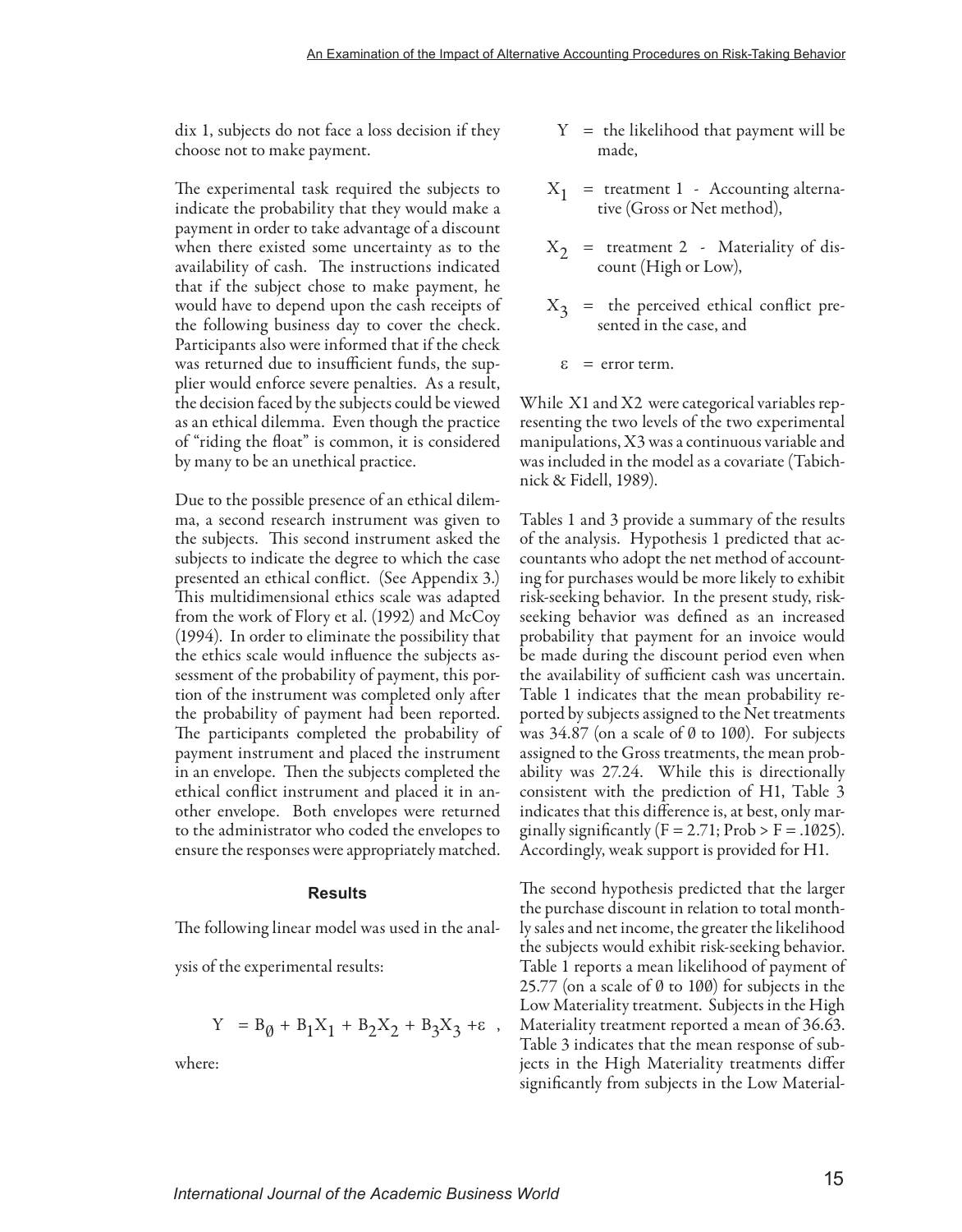dix 1, subjects do not face a loss decision if they choose not to make payment.

The experimental task required the subjects to indicate the probability that they would make a payment in order to take advantage of a discount when there existed some uncertainty as to the availability of cash. The instructions indicated that if the subject chose to make payment, he would have to depend upon the cash receipts of the following business day to cover the check. Participants also were informed that if the check was returned due to insufficient funds, the supplier would enforce severe penalties. As a result, the decision faced by the subjects could be viewed as an ethical dilemma. Even though the practice of "riding the float" is common, it is considered by many to be an unethical practice.

Due to the possible presence of an ethical dilemma, a second research instrument was given to the subjects. This second instrument asked the subjects to indicate the degree to which the case presented an ethical conflict. (See Appendix 3.) This multidimensional ethics scale was adapted from the work of Flory et al. (1992) and McCoy (1994). In order to eliminate the possibility that the ethics scale would influence the subjects assessment of the probability of payment, this portion of the instrument was completed only after the probability of payment had been reported. The participants completed the probability of payment instrument and placed the instrument in an envelope. Then the subjects completed the ethical conflict instrument and placed it in another envelope. Both envelopes were returned to the administrator who coded the envelopes to ensure the responses were appropriately matched.

## Results

The following linear model was used in the analysis of the experimental results:

$$Y = B_0 + B_1X_1 + B_2X_2 + B_3X_3 + \varepsilon \quad ,$$

where:

- $Y$ = the likelihood that payment will be made,
- $X_1$ = treatment 1 - Accounting alternative (Gross or Net method),
- $X_2$ = treatment 2 - Materiality of discount (High or Low),
- $X_3$ = the perceived ethical conflict presented in the case, and
- $\varepsilon$ = error term.

While X1 and X2 were categorical variables representing the two levels of the two experimental manipulations, X3 was a continuous variable and was included in the model as a covariate (Tabichnick & Fidell, 1989).

Tables 1 and 3 provide a summary of the results of the analysis. Hypothesis 1 predicted that accountants who adopt the net method of accounting for purchases would be more likely to exhibit risk-seeking behavior. In the present study, risk-seeking behavior was defined as an increased probability that payment for an invoice would be made during the discount period even when the availability of sufficient cash was uncertain. Table 1 indicates that the mean probability reported by subjects assigned to the Net treatments was 34.87 (on a scale of 0 to 100). For subjects assigned to the Gross treatments, the mean probability was 27.24. While this is directionally consistent with the prediction of H1, Table 3 indicates that this difference is, at best, only marginally significantly ($F = 2.71$; $Prob > F = .1025$). Accordingly, weak support is provided for H1.

The second hypothesis predicted that the larger the purchase discount in relation to total monthly sales and net income, the greater the likelihood the subjects would exhibit risk-seeking behavior. Table 1 reports a mean likelihood of payment of 25.77 (on a scale of 0 to 100) for subjects in the Low Materiality treatment. Subjects in the High Materiality treatment reported a mean of 36.63. Table 3 indicates that the mean response of subjects in the High Materiality treatments differ significantly from subjects in the Low Material-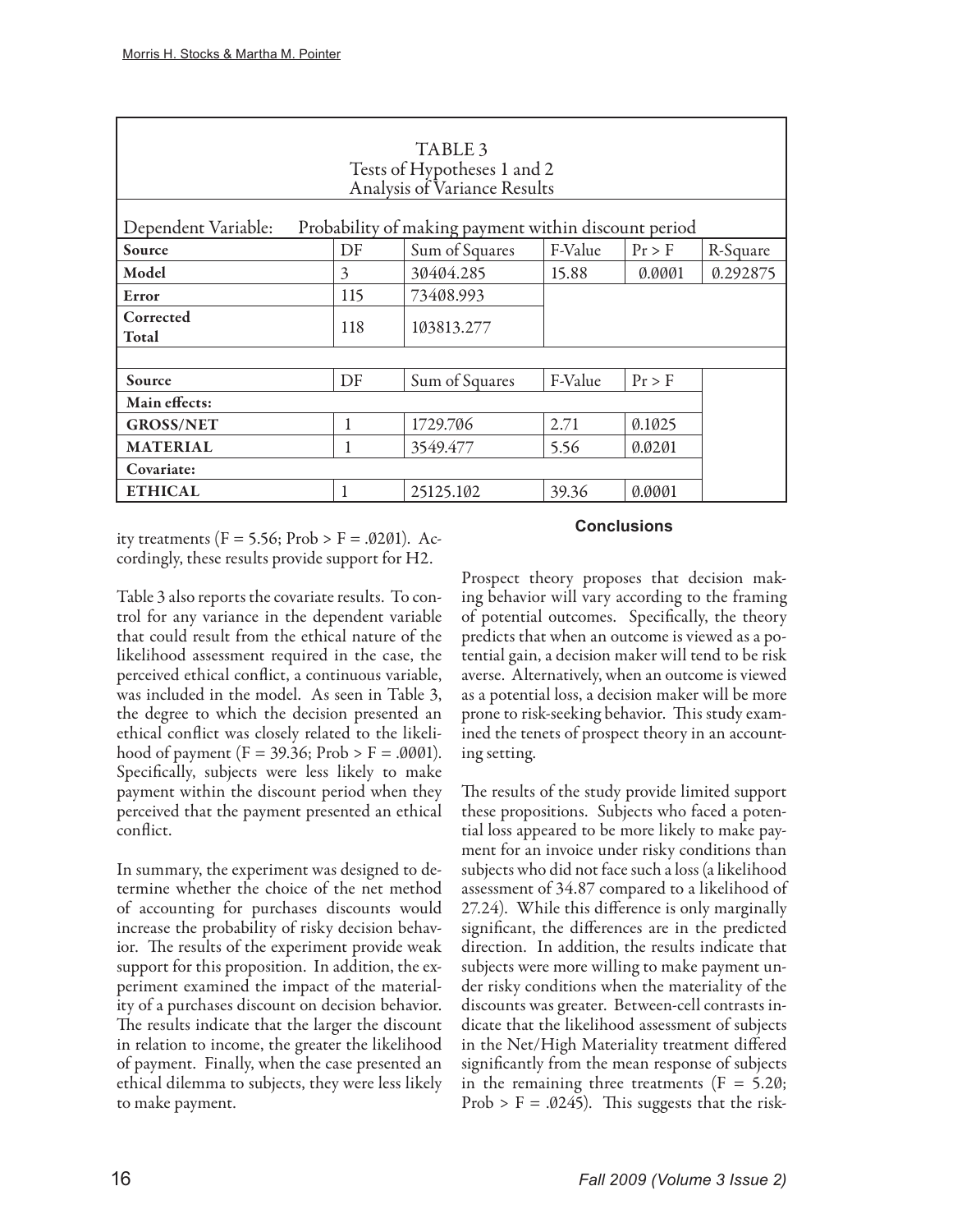TABLE 3
Tests of Hypotheses 1 and 2
Analysis of Variance Results

Dependent Variable: Probability of making payment within discount period

| Source | DF | Sum of Squares | F-Value | Pr > F | R-Square |
|---|---|---|---|---|---|
| **Model** | 3 | 30404.285 | 15.88 | 0.0001 | 0.292875 |
| **Error** | 115 | 73408.993 | | | |
| **Corrected Total** | 118 | 103813.277 | | | |

| Source | DF | Sum of Squares | F-Value | Pr > F |
|---|---|---|---|---|
| **Main effects:** | | | | |
| **GROSS/NET** | 1 | 1729.706 | 2.71 | 0.1025 |
| **MATERIAL** | 1 | 3549.477 | 5.56 | 0.0201 |
| **Covariate:** | | | | |
| **ETHICAL** | 1 | 25125.102 | 39.36 | 0.0001 |

ity treatments ($F = 5.56$; Prob > F = .0201). Accordingly, these results provide support for H2.

Table 3 also reports the covariate results. To control for any variance in the dependent variable that could result from the ethical nature of the likelihood assessment required in the case, the perceived ethical conflict, a continuous variable, was included in the model. As seen in Table 3, the degree to which the decision presented an ethical conflict was closely related to the likelihood of payment ($F = 39.36$; Prob > F = .0001). Specifically, subjects were less likely to make payment within the discount period when they perceived that the payment presented an ethical conflict.

In summary, the experiment was designed to determine whether the choice of the net method of accounting for purchases discounts would increase the probability of risky decision behavior. The results of the experiment provide weak support for this proposition. In addition, the experiment examined the impact of the materiality of a purchases discount on decision behavior. The results indicate that the larger the discount in relation to income, the greater the likelihood of payment. Finally, when the case presented an ethical dilemma to subjects, they were less likely to make payment.

## Conclusions

Prospect theory proposes that decision making behavior will vary according to the framing of potential outcomes. Specifically, the theory predicts that when an outcome is viewed as a potential gain, a decision maker will tend to be risk averse. Alternatively, when an outcome is viewed as a potential loss, a decision maker will be more prone to risk-seeking behavior. This study examined the tenets of prospect theory in an accounting setting.

The results of the study provide limited support these propositions. Subjects who faced a potential loss appeared to be more likely to make payment for an invoice under risky conditions than subjects who did not face such a loss (a likelihood assessment of 34.87 compared to a likelihood of 27.24). While this difference is only marginally significant, the differences are in the predicted direction. In addition, the results indicate that subjects were more willing to make payment under risky conditions when the materiality of the discounts was greater. Between-cell contrasts indicate that the likelihood assessment of subjects in the Net/High Materiality treatment differed significantly from the mean response of subjects in the remaining three treatments ($F = 5.20$; Prob > F = .0245). This suggests that the risk-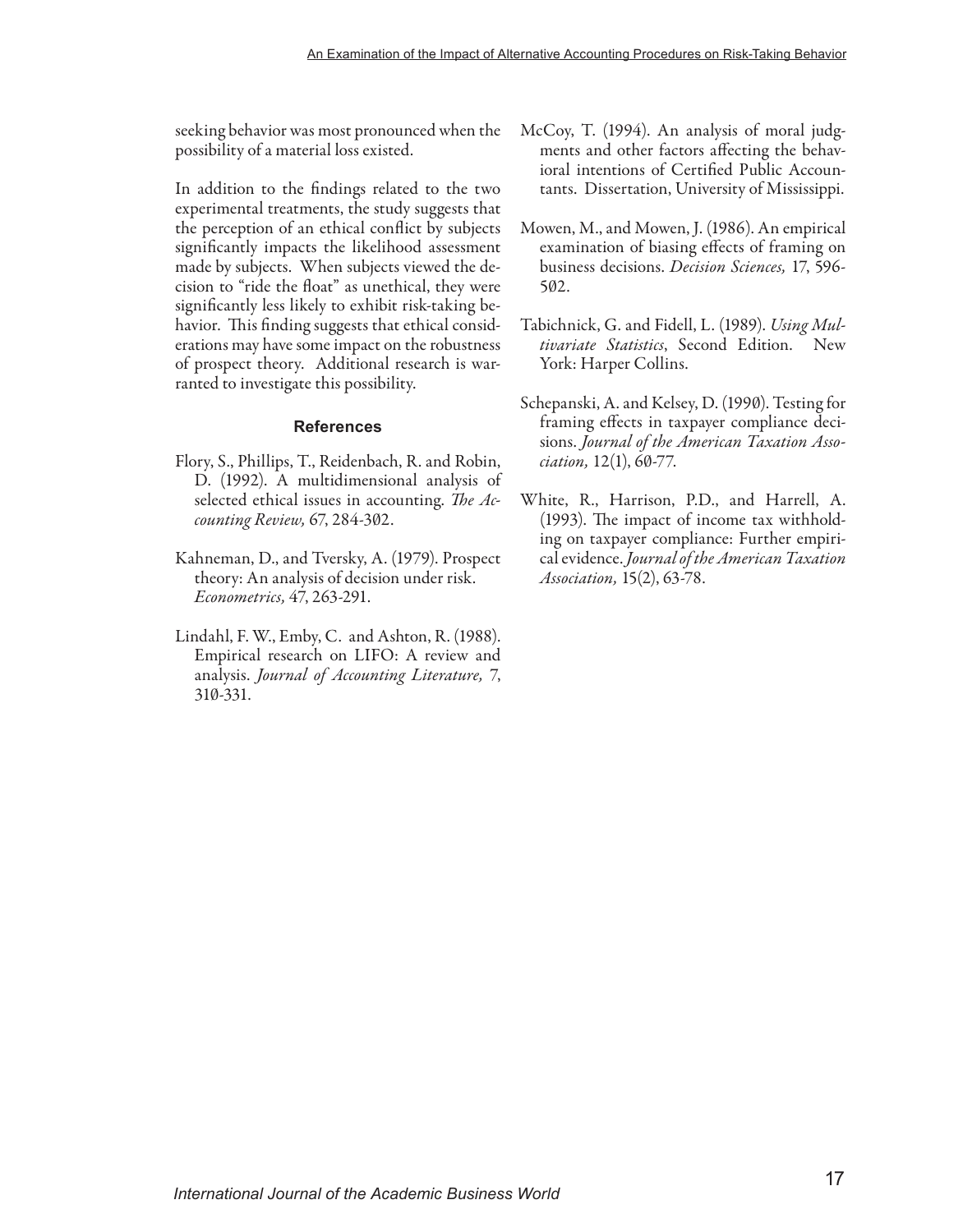seeking behavior was most pronounced when the possibility of a material loss existed.

In addition to the findings related to the two experimental treatments, the study suggests that the perception of an ethical conflict by subjects significantly impacts the likelihood assessment made by subjects. When subjects viewed the decision to "ride the float" as unethical, they were significantly less likely to exhibit risk-taking behavior. This finding suggests that ethical considerations may have some impact on the robustness of prospect theory. Additional research is warranted to investigate this possibility.

### References

Flory, S., Phillips, T., Reidenbach, R. and Robin, D. (1992). A multidimensional analysis of selected ethical issues in accounting. *The Accounting Review,* 67, 284-302.

Kahneman, D., and Tversky, A. (1979). Prospect theory: An analysis of decision under risk. *Econometrics,* 47, 263-291.

Lindahl, F. W., Emby, C. and Ashton, R. (1988). Empirical research on LIFO: A review and analysis. *Journal of Accounting Literature,* 7, 310-331.

McCoy, T. (1994). An analysis of moral judgments and other factors affecting the behavioral intentions of Certified Public Accountants. Dissertation, University of Mississippi.

Mowen, M., and Mowen, J. (1986). An empirical examination of biasing effects of framing on business decisions. *Decision Sciences,* 17, 596-502.

Tabichnick, G. and Fidell, L. (1989). *Using Multivariate Statistics*, Second Edition. New York: Harper Collins.

Schepanski, A. and Kelsey, D. (1990). Testing for framing effects in taxpayer compliance decisions. *Journal of the American Taxation Association,* 12(1), 60-77.

White, R., Harrison, P.D., and Harrell, A. (1993). The impact of income tax withholding on taxpayer compliance: Further empirical evidence. *Journal of the American Taxation Association,* 15(2), 63-78.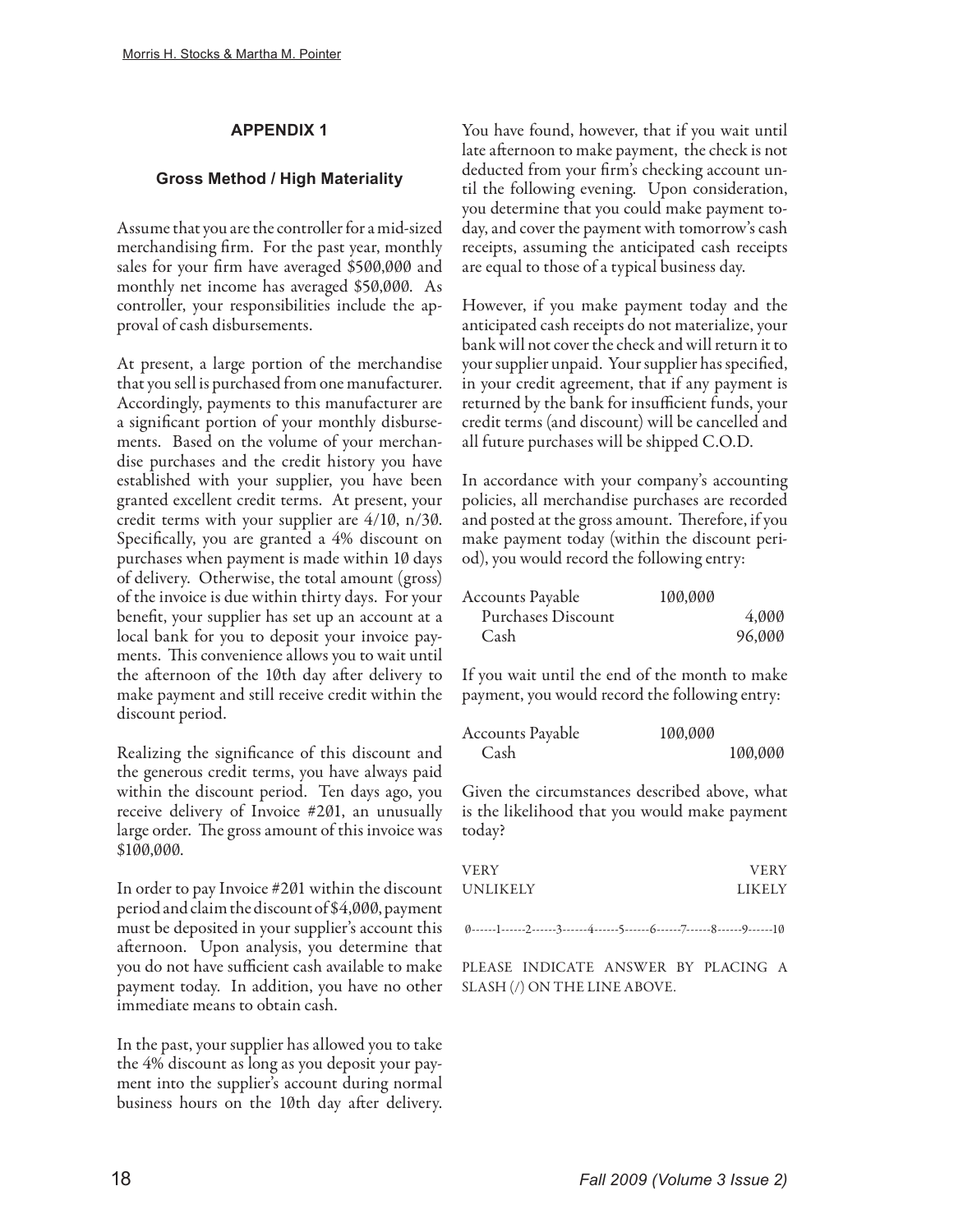## APPENDIX 1

### Gross Method / High Materiality

Assume that you are the controller for a mid-sized merchandising firm. For the past year, monthly sales for your firm have averaged $500,000 and monthly net income has averaged $50,000. As controller, your responsibilities include the approval of cash disbursements.

At present, a large portion of the merchandise that you sell is purchased from one manufacturer. Accordingly, payments to this manufacturer are a significant portion of your monthly disbursements. Based on the volume of your merchandise purchases and the credit history you have established with your supplier, you have been granted excellent credit terms. At present, your credit terms with your supplier are 4/10, n/30. Specifically, you are granted a 4% discount on purchases when payment is made within 10 days of delivery. Otherwise, the total amount (gross) of the invoice is due within thirty days. For your benefit, your supplier has set up an account at a local bank for you to deposit your invoice payments. This convenience allows you to wait until the afternoon of the 10th day after delivery to make payment and still receive credit within the discount period.

Realizing the significance of this discount and the generous credit terms, you have always paid within the discount period. Ten days ago, you receive delivery of Invoice #201, an unusually large order. The gross amount of this invoice was $100,000.

In order to pay Invoice #201 within the discount period and claim the discount of $4,000, payment must be deposited in your supplier's account this afternoon. Upon analysis, you determine that you do not have sufficient cash available to make payment today. In addition, you have no other immediate means to obtain cash.

In the past, your supplier has allowed you to take the 4% discount as long as you deposit your payment into the supplier's account during normal business hours on the 10th day after delivery. You have found, however, that if you wait until late afternoon to make payment, the check is not deducted from your firm's checking account until the following evening. Upon consideration, you determine that you could make payment today, and cover the payment with tomorrow's cash receipts, assuming the anticipated cash receipts are equal to those of a typical business day.

However, if you make payment today and the anticipated cash receipts do not materialize, your bank will not cover the check and will return it to your supplier unpaid. Your supplier has specified, in your credit agreement, that if any payment is returned by the bank for insufficient funds, your credit terms (and discount) will be cancelled and all future purchases will be shipped C.O.D.

In accordance with your company's accounting policies, all merchandise purchases are recorded and posted at the gross amount. Therefore, if you make payment today (within the discount period), you would record the following entry:

| | | |
|---|---|---|
| Accounts Payable | 100,000 | |
| Purchases Discount | | 4,000 |
| Cash | | 96,000 |

If you wait until the end of the month to make payment, you would record the following entry:

| | | |
|---|---|---|
| Accounts Payable | 100,000 | |
| Cash | | 100,000 |

Given the circumstances described above, what is the likelihood that you would make payment today?

VERY UNLIKELY — VERY LIKELY

0------1------2------3------4------5------6------7------8------9------10

PLEASE INDICATE ANSWER BY PLACING A SLASH (/) ON THE LINE ABOVE.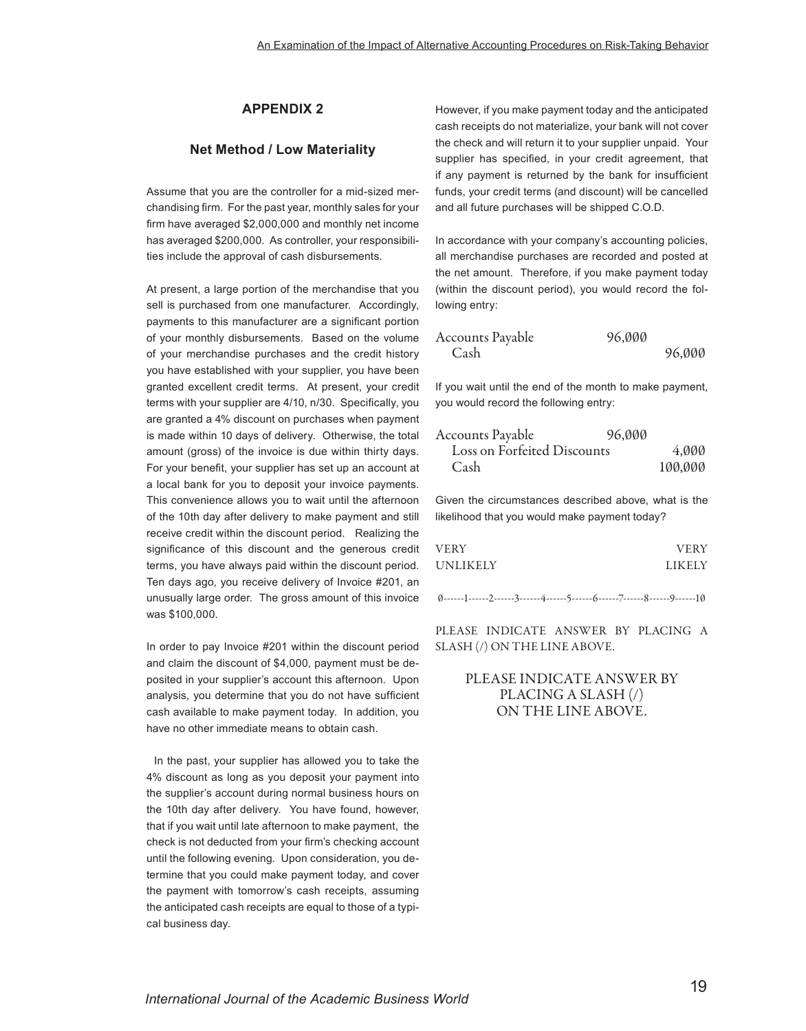## APPENDIX 2

### Net Method / Low Materiality

Assume that you are the controller for a mid-sized merchandising firm. For the past year, monthly sales for your firm have averaged $2,000,000 and monthly net income has averaged $200,000. As controller, your responsibilities include the approval of cash disbursements.

At present, a large portion of the merchandise that you sell is purchased from one manufacturer. Accordingly, payments to this manufacturer are a significant portion of your monthly disbursements. Based on the volume of your merchandise purchases and the credit history you have established with your supplier, you have been granted excellent credit terms. At present, your credit terms with your supplier are 4/10, n/30. Specifically, you are granted a 4% discount on purchases when payment is made within 10 days of delivery. Otherwise, the total amount (gross) of the invoice is due within thirty days. For your benefit, your supplier has set up an account at a local bank for you to deposit your invoice payments. This convenience allows you to wait until the afternoon of the 10th day after delivery to make payment and still receive credit within the discount period. Realizing the significance of this discount and the generous credit terms, you have always paid within the discount period. Ten days ago, you receive delivery of Invoice #201, an unusually large order. The gross amount of this invoice was $100,000.

In order to pay Invoice #201 within the discount period and claim the discount of $4,000, payment must be deposited in your supplier's account this afternoon. Upon analysis, you determine that you do not have sufficient cash available to make payment today. In addition, you have no other immediate means to obtain cash.

In the past, your supplier has allowed you to take the 4% discount as long as you deposit your payment into the supplier's account during normal business hours on the 10th day after delivery. You have found, however, that if you wait until late afternoon to make payment, the check is not deducted from your firm's checking account until the following evening. Upon consideration, you determine that you could make payment today, and cover the payment with tomorrow's cash receipts, assuming the anticipated cash receipts are equal to those of a typical business day.

However, if you make payment today and the anticipated cash receipts do not materialize, your bank will not cover the check and will return it to your supplier unpaid. Your supplier has specified, in your credit agreement, that if any payment is returned by the bank for insufficient funds, your credit terms (and discount) will be cancelled and all future purchases will be shipped C.O.D.

In accordance with your company's accounting policies, all merchandise purchases are recorded and posted at the net amount. Therefore, if you make payment today (within the discount period), you would record the following entry:

| | | |
|---|---|---|
| Accounts Payable | 96,000 | |
| Cash | | 96,000 |

If you wait until the end of the month to make payment, you would record the following entry:

| | | |
|---|---|---|
| Accounts Payable | 96,000 | |
| Loss on Forfeited Discounts | | 4,000 |
| Cash | | 100,000 |

Given the circumstances described above, what is the likelihood that you would make payment today?

VERY UNLIKELY — VERY LIKELY

0------1------2------3------4------5------6------7------8------9------10

PLEASE INDICATE ANSWER BY PLACING A SLASH (/) ON THE LINE ABOVE.

PLEASE INDICATE ANSWER BY PLACING A SLASH (/) ON THE LINE ABOVE.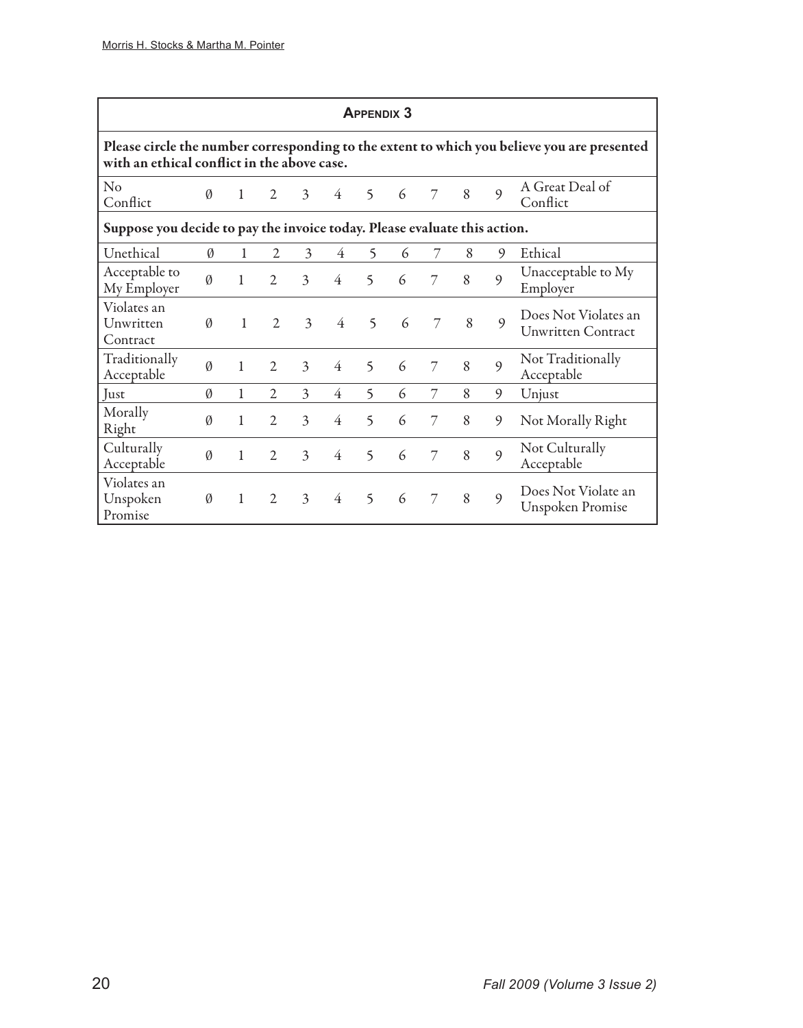## Appendix 3

**Please circle the number corresponding to the extent to which you believe you are presented with an ethical conflict in the above case.**

| | | | | | | | | | | | |
|---|---|---|---|---|---|---|---|---|---|---|---|
| No Conflict | Ø | 1 | 2 | 3 | 4 | 5 | 6 | 7 | 8 | 9 | A Great Deal of Conflict |

**Suppose you decide to pay the invoice today. Please evaluate this action.**

| | | | | | | | | | | | |
|---|---|---|---|---|---|---|---|---|---|---|---|
| Unethical | Ø | 1 | 2 | 3 | 4 | 5 | 6 | 7 | 8 | 9 | Ethical |
| Acceptable to My Employer | Ø | 1 | 2 | 3 | 4 | 5 | 6 | 7 | 8 | 9 | Unacceptable to My Employer |
| Violates an Unwritten Contract | Ø | 1 | 2 | 3 | 4 | 5 | 6 | 7 | 8 | 9 | Does Not Violates an Unwritten Contract |
| Traditionally Acceptable | Ø | 1 | 2 | 3 | 4 | 5 | 6 | 7 | 8 | 9 | Not Traditionally Acceptable |
| Just | Ø | 1 | 2 | 3 | 4 | 5 | 6 | 7 | 8 | 9 | Unjust |
| Morally Right | Ø | 1 | 2 | 3 | 4 | 5 | 6 | 7 | 8 | 9 | Not Morally Right |
| Culturally Acceptable | Ø | 1 | 2 | 3 | 4 | 5 | 6 | 7 | 8 | 9 | Not Culturally Acceptable |
| Violates an Unspoken Promise | Ø | 1 | 2 | 3 | 4 | 5 | 6 | 7 | 8 | 9 | Does Not Violate an Unspoken Promise |